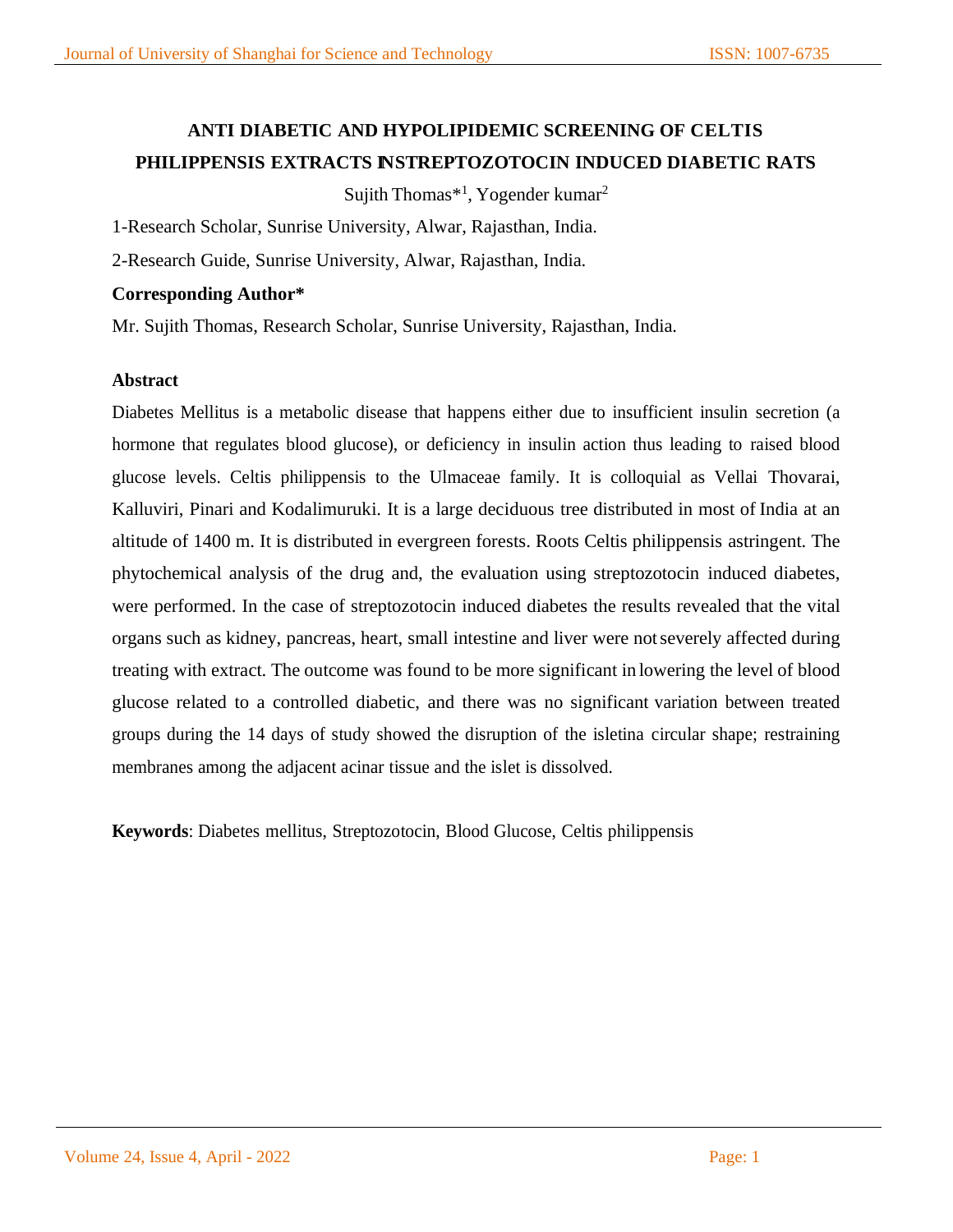# ANTI DIABETIC AND HYPOLIPIDEMIC SCREENING OF CELTIS PHILIPPENSIS EXTRACTS INSTREPTOZOTOCIN INDUCED DIABETIC RATS

Sujith Thomas*[1], Yogender kumar[2]

1-Research Scholar, Sunrise University, Alwar, Rajasthan, India.

2-Research Guide, Sunrise University, Alwar, Rajasthan, India.

**Corresponding Author***

Mr. Sujith Thomas, Research Scholar, Sunrise University, Rajasthan, India.

**Abstract**

Diabetes Mellitus is a metabolic disease that happens either due to insufficient insulin secretion (a hormone that regulates blood glucose), or deficiency in insulin action thus leading to raised blood glucose levels. Celtis philippensis to the Ulmaceae family. It is colloquial as Vellai Thovarai, Kalluviri, Pinari and Kodalimuruki. It is a large deciduous tree distributed in most of India at an altitude of 1400 m. It is distributed in evergreen forests. Roots Celtis philippensis astringent. The phytochemical analysis of the drug and, the evaluation using streptozotocin induced diabetes, were performed. In the case of streptozotocin induced diabetes the results revealed that the vital organs such as kidney, pancreas, heart, small intestine and liver were not severely affected during treating with extract. The outcome was found to be more significant in lowering the level of blood glucose related to a controlled diabetic, and there was no significant variation between treated groups during the 14 days of study showed the disruption of the isletina circular shape; restraining membranes among the adjacent acinar tissue and the islet is dissolved.

**Keywords**: Diabetes mellitus, Streptozotocin, Blood Glucose, Celtis philippensis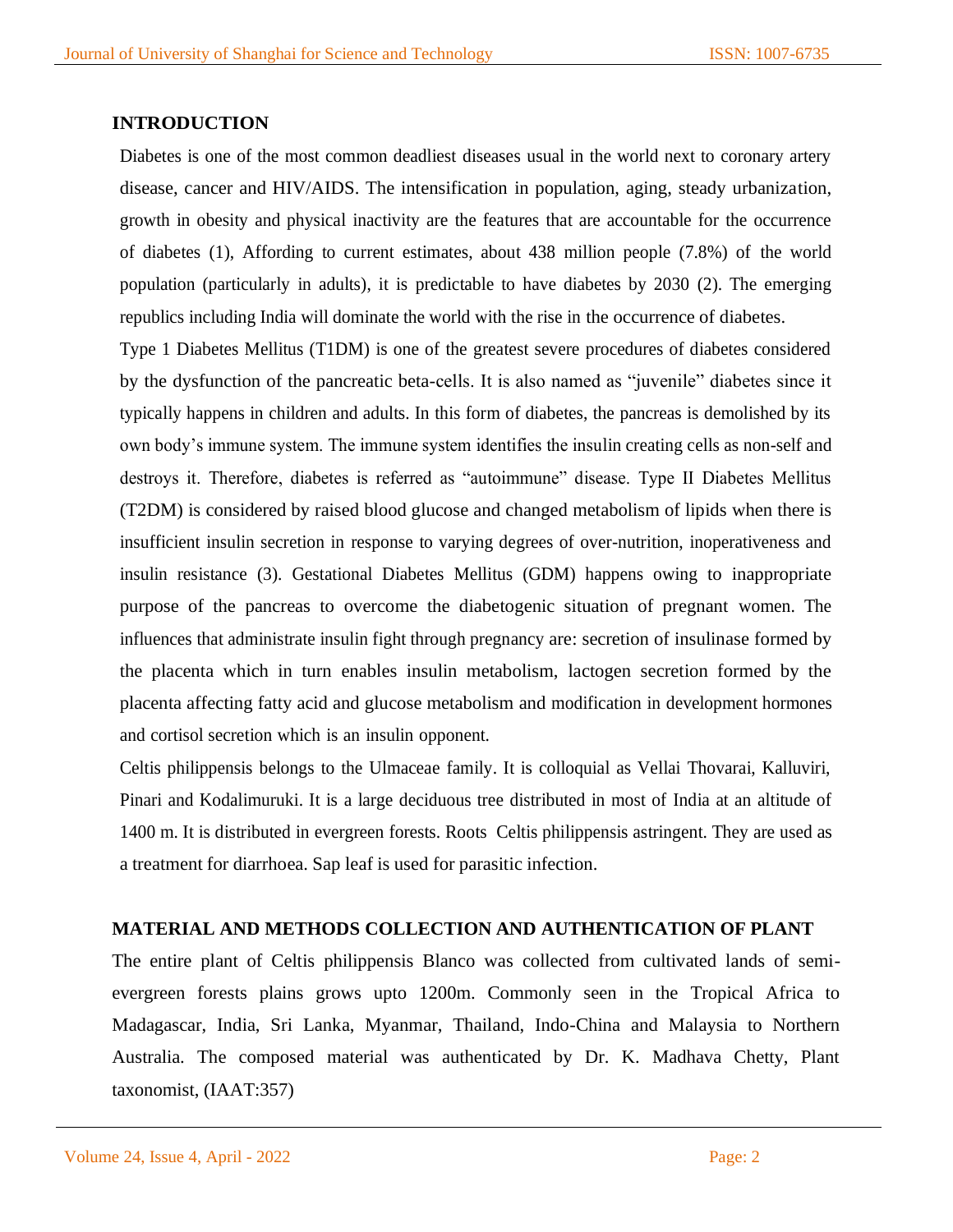## INTRODUCTION

Diabetes is one of the most common deadliest diseases usual in the world next to coronary artery disease, cancer and HIV/AIDS. The intensification in population, aging, steady urbanization, growth in obesity and physical inactivity are the features that are accountable for the occurrence of diabetes (1), Affording to current estimates, about 438 million people (7.8%) of the world population (particularly in adults), it is predictable to have diabetes by 2030 (2). The emerging republics including India will dominate the world with the rise in the occurrence of diabetes.

Type 1 Diabetes Mellitus (T1DM) is one of the greatest severe procedures of diabetes considered by the dysfunction of the pancreatic beta-cells. It is also named as "juvenile" diabetes since it typically happens in children and adults. In this form of diabetes, the pancreas is demolished by its own body's immune system. The immune system identifies the insulin creating cells as non-self and destroys it. Therefore, diabetes is referred as "autoimmune" disease. Type II Diabetes Mellitus (T2DM) is considered by raised blood glucose and changed metabolism of lipids when there is insufficient insulin secretion in response to varying degrees of over-nutrition, inoperativeness and insulin resistance (3). Gestational Diabetes Mellitus (GDM) happens owing to inappropriate purpose of the pancreas to overcome the diabetogenic situation of pregnant women. The influences that administrate insulin fight through pregnancy are: secretion of insulinase formed by the placenta which in turn enables insulin metabolism, lactogen secretion formed by the placenta affecting fatty acid and glucose metabolism and modification in development hormones and cortisol secretion which is an insulin opponent.

Celtis philippensis belongs to the Ulmaceae family. It is colloquial as Vellai Thovarai, Kalluviri, Pinari and Kodalimuruki. It is a large deciduous tree distributed in most of India at an altitude of 1400 m. It is distributed in evergreen forests. Roots Celtis philippensis astringent. They are used as a treatment for diarrhoea. Sap leaf is used for parasitic infection.

## MATERIAL AND METHODS COLLECTION AND AUTHENTICATION OF PLANT

The entire plant of Celtis philippensis Blanco was collected from cultivated lands of semi-evergreen forests plains grows upto 1200m. Commonly seen in the Tropical Africa to Madagascar, India, Sri Lanka, Myanmar, Thailand, Indo-China and Malaysia to Northern Australia. The composed material was authenticated by Dr. K. Madhava Chetty, Plant taxonomist, (IAAT:357)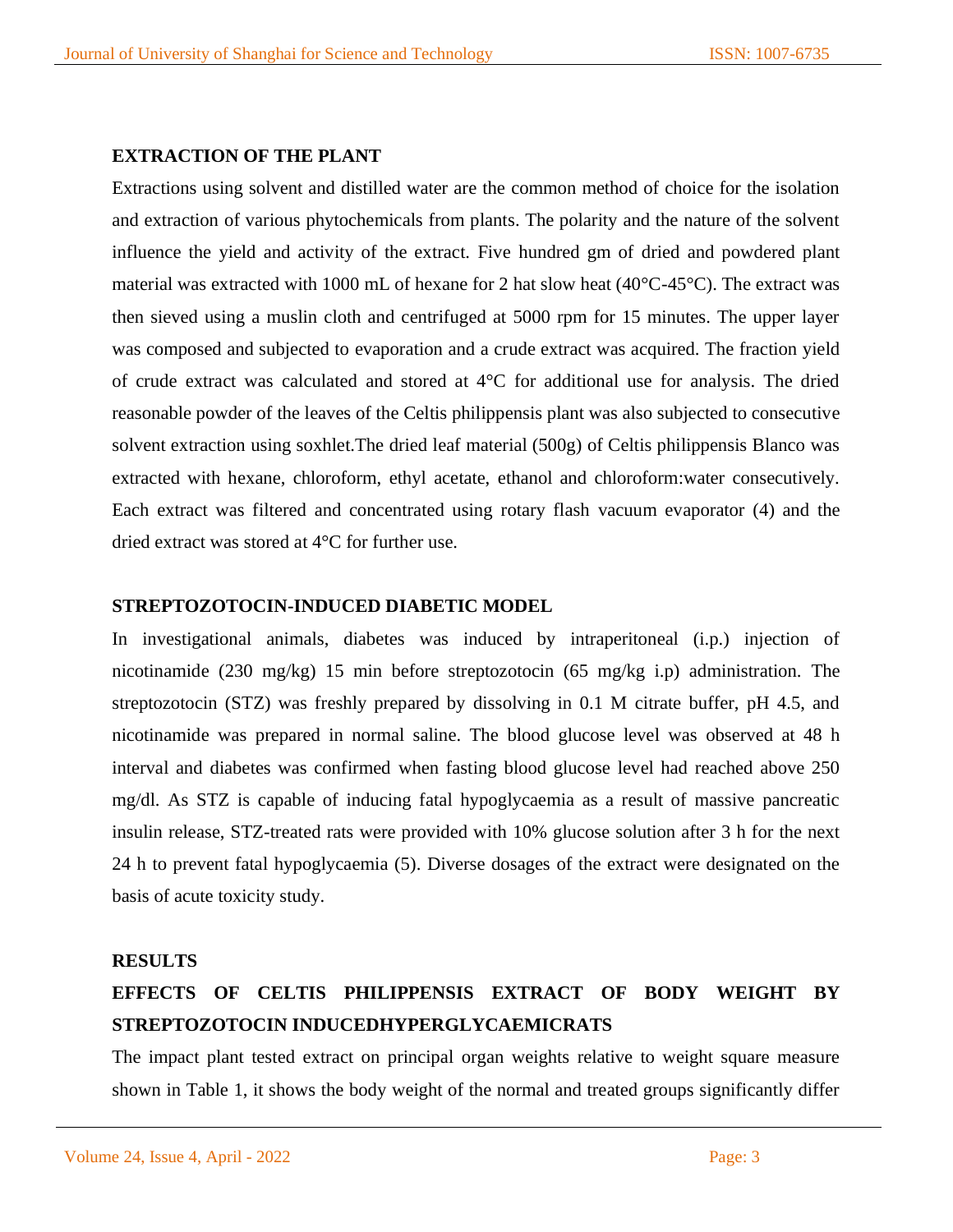## EXTRACTION OF THE PLANT

Extractions using solvent and distilled water are the common method of choice for the isolation and extraction of various phytochemicals from plants. The polarity and the nature of the solvent influence the yield and activity of the extract. Five hundred gm of dried and powdered plant material was extracted with 1000 mL of hexane for 2 hat slow heat (40°C-45°C). The extract was then sieved using a muslin cloth and centrifuged at 5000 rpm for 15 minutes. The upper layer was composed and subjected to evaporation and a crude extract was acquired. The fraction yield of crude extract was calculated and stored at 4°C for additional use for analysis. The dried reasonable powder of the leaves of the Celtis philippensis plant was also subjected to consecutive solvent extraction using soxhlet.The dried leaf material (500g) of Celtis philippensis Blanco was extracted with hexane, chloroform, ethyl acetate, ethanol and chloroform:water consecutively. Each extract was filtered and concentrated using rotary flash vacuum evaporator (4) and the dried extract was stored at 4°C for further use.

## STREPTOZOTOCIN-INDUCED DIABETIC MODEL

In investigational animals, diabetes was induced by intraperitoneal (i.p.) injection of nicotinamide (230 mg/kg) 15 min before streptozotocin (65 mg/kg i.p) administration. The streptozotocin (STZ) was freshly prepared by dissolving in 0.1 M citrate buffer, pH 4.5, and nicotinamide was prepared in normal saline. The blood glucose level was observed at 48 h interval and diabetes was confirmed when fasting blood glucose level had reached above 250 mg/dl. As STZ is capable of inducing fatal hypoglycaemia as a result of massive pancreatic insulin release, STZ-treated rats were provided with 10% glucose solution after 3 h for the next 24 h to prevent fatal hypoglycaemia (5). Diverse dosages of the extract were designated on the basis of acute toxicity study.

## RESULTS

### EFFECTS OF CELTIS PHILIPPENSIS EXTRACT OF BODY WEIGHT BY STREPTOZOTOCIN INDUCEDHYPERGLYCAEMICRATS

The impact plant tested extract on principal organ weights relative to weight square measure shown in Table 1, it shows the body weight of the normal and treated groups significantly differ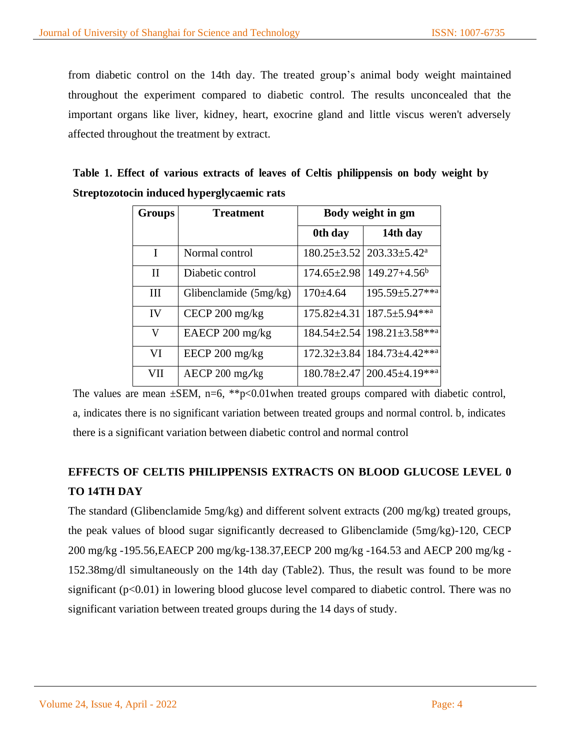from diabetic control on the 14th day. The treated group's animal body weight maintained throughout the experiment compared to diabetic control. The results unconcealed that the important organs like liver, kidney, heart, exocrine gland and little viscus weren't adversely affected throughout the treatment by extract.

**Table 1. Effect of various extracts of leaves of Celtis philippensis on body weight by Streptozotocin induced hyperglycaemic rats**

| Groups | Treatment | Body weight in gm | |
|---|---|---|---|
| | | 0th day | 14th day |
| I | Normal control | 180.25±3.52 | 203.33±5.42[a] |
| II | Diabetic control | 174.65±2.98 | 149.27+4.56[b] |
| III | Glibenclamide (5mg/kg) | 170±4.64 | 195.59±5.27**[a] |
| IV | CECP 200 mg/kg | 175.82±4.31 | 187.5±5.94**[a] |
| V | EAECP 200 mg/kg | 184.54±2.54 | 198.21±3.58**[a] |
| VI | EECP 200 mg/kg | 172.32±3.84 | 184.73±4.42**[a] |
| VII | AECP 200 mg/kg | 180.78±2.47 | 200.45±4.19**[a] |

The values are mean ±SEM, n=6, **$p<0.01$when treated groups compared with diabetic control, a, indicates there is no significant variation between treated groups and normal control. b, indicates there is a significant variation between diabetic control and normal control

## EFFECTS OF CELTIS PHILIPPENSIS EXTRACTS ON BLOOD GLUCOSE LEVEL 0 TO 14TH DAY

The standard (Glibenclamide 5mg/kg) and different solvent extracts (200 mg/kg) treated groups, the peak values of blood sugar significantly decreased to Glibenclamide (5mg/kg)-120, CECP 200 mg/kg -195.56,EAECP 200 mg/kg-138.37,EECP 200 mg/kg -164.53 and AECP 200 mg/kg - 152.38mg/dl simultaneously on the 14th day (Table2). Thus, the result was found to be more significant ($p<0.01$) in lowering blood glucose level compared to diabetic control. There was no significant variation between treated groups during the 14 days of study.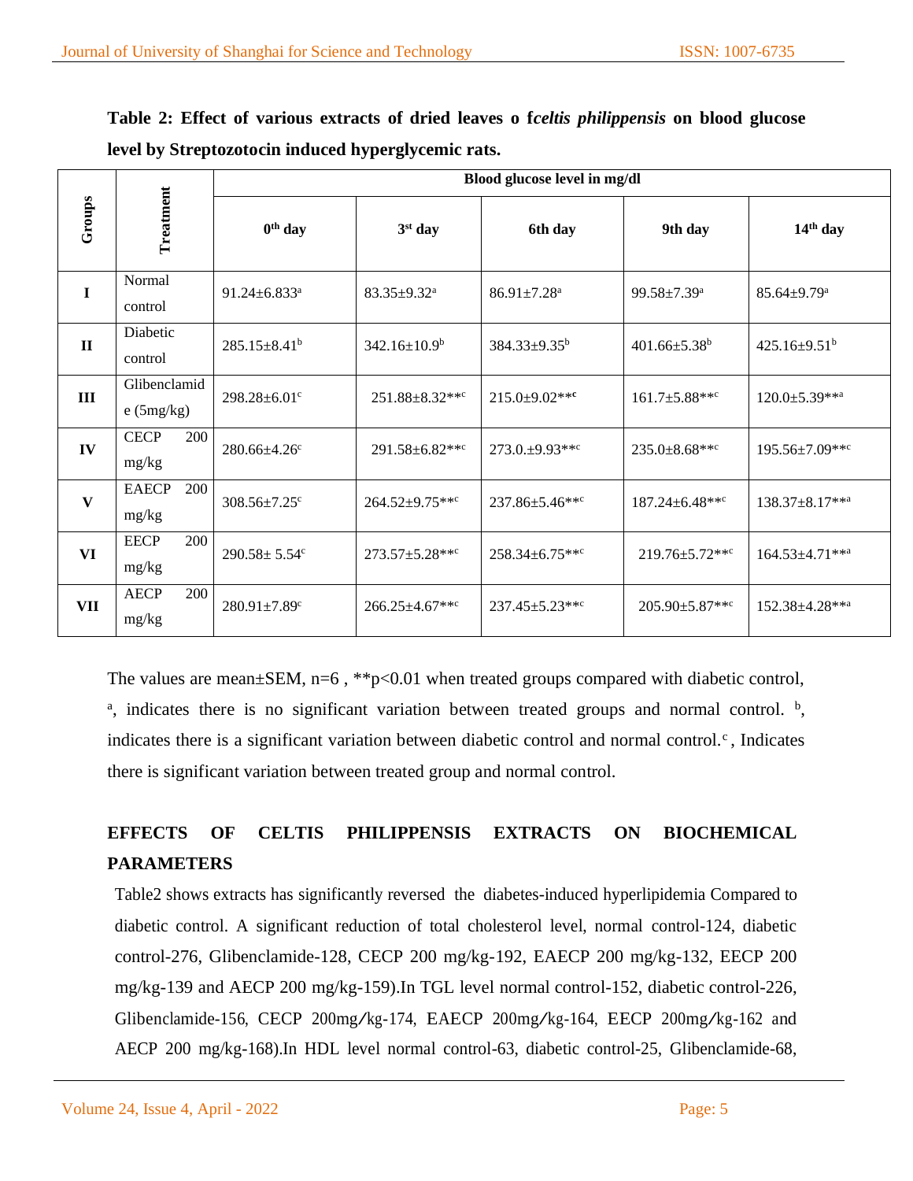**Table 2: Effect of various extracts of dried leaves o f*celtis philippensis* on blood glucose level by Streptozotocin induced hyperglycemic rats.**

| Groups | Treatment | Blood glucose level in mg/dl | | | | |
|---|---|---|---|---|---|---|
| | | $0^{th}$ day | $3^{st}$ day | 6th day | 9th day | $14^{th}$ day |
| I | Normal control | 91.24±6.833[a] | 83.35±9.32[a] | 86.91±7.28[a] | 99.58±7.39[a] | 85.64±9.79[a] |
| II | Diabetic control | 285.15±8.41[b] | 342.16±10.9[b] | 384.33±9.35[b] | 401.66±5.38[b] | 425.16±9.51[b] |
| III | Glibenclamide (5mg/kg) | 298.28±6.01[c] | 251.88±8.32**[c] | 215.0±9.02**[c] | 161.7±5.88**[c] | 120.0±5.39**[a] |
| IV | CECP 200 mg/kg | 280.66±4.26[c] | 291.58±6.82**[c] | 273.0.±9.93**[c] | 235.0±8.68**[c] | 195.56±7.09**[c] |
| V | EAECP 200 mg/kg | 308.56±7.25[c] | 264.52±9.75**[c] | 237.86±5.46**[c] | 187.24±6.48**[c] | 138.37±8.17**[a] |
| VI | EECP 200 mg/kg | 290.58± 5.54[c] | 273.57±5.28**[c] | 258.34±6.75**[c] | 219.76±5.72**[c] | 164.53±4.71**[a] |
| VII | AECP 200 mg/kg | 280.91±7.89[c] | 266.25±4.67**[c] | 237.45±5.23**[c] | 205.90±5.87**[c] | 152.38±4.28**[a] |

The values are mean±SEM, n=6 , **$p<0.01$ when treated groups compared with diabetic control, [a], indicates there is no significant variation between treated groups and normal control. [b], indicates there is a significant variation between diabetic control and normal control.[c] , Indicates there is significant variation between treated group and normal control.

## EFFECTS OF CELTIS PHILIPPENSIS EXTRACTS ON BIOCHEMICAL PARAMETERS

Table2 shows extracts has significantly reversed the diabetes-induced hyperlipidemia Compared to diabetic control. A significant reduction of total cholesterol level, normal control-124, diabetic control-276, Glibenclamide-128, CECP 200 mg/kg-192, EAECP 200 mg/kg-132, EECP 200 mg/kg-139 and AECP 200 mg/kg-159).In TGL level normal control-152, diabetic control-226, Glibenclamide-156, CECP 200mg/kg-174, EAECP 200mg/kg-164, EECP 200mg/kg-162 and AECP 200 mg/kg-168).In HDL level normal control-63, diabetic control-25, Glibenclamide-68,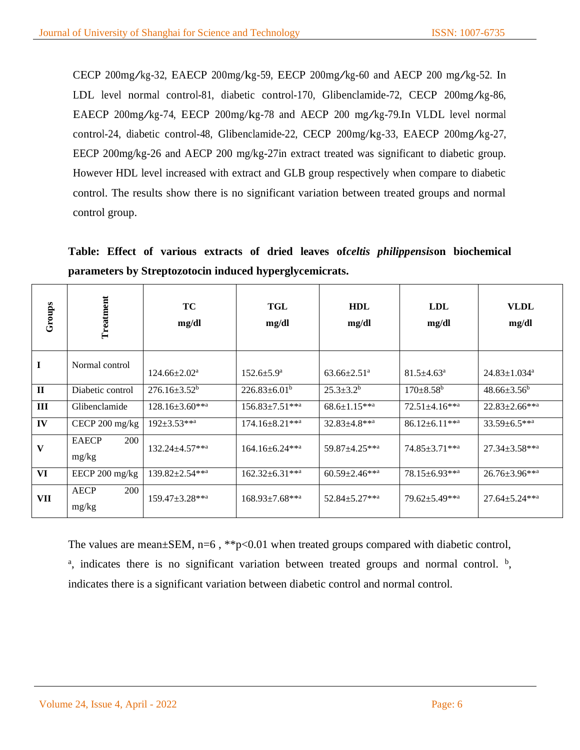CECP 200mg/kg-32, EAECP 200mg/kg-59, EECP 200mg/kg-60 and AECP 200 mg/kg-52. In LDL level normal control-81, diabetic control-170, Glibenclamide-72, CECP 200mg/kg-86, EAECP 200mg/kg-74, EECP 200mg/kg-78 and AECP 200 mg/kg-79.In VLDL level normal control-24, diabetic control-48, Glibenclamide-22, CECP 200mg/kg-33, EAECP 200mg/kg-27, EECP 200mg/kg-26 and AECP 200 mg/kg-27in extract treated was significant to diabetic group. However HDL level increased with extract and GLB group respectively when compare to diabetic control. The results show there is no significant variation between treated groups and normal control group.

**Table: Effect of various extracts of dried leaves of*celtis philippensis*on biochemical parameters by Streptozotocin induced hyperglycemicrats.**

| Groups | Treatment | TC mg/dl | TGL mg/dl | HDL mg/dl | LDL mg/dl | VLDL mg/dl |
|---|---|---|---|---|---|---|
| I | Normal control | 124.66±2.02[a] | 152.6±5.9[a] | 63.66±2.51[a] | 81.5±4.63[a] | 24.83±1.034[a] |
| II | Diabetic control | 276.16±3.52[b] | 226.83±6.01[b] | 25.3±3.2[b] | 170±8.58[b] | 48.66±3.56[b] |
| III | Glibenclamide | 128.16±3.60**[a] | 156.83±7.51**[a] | 68.6±1.15**[a] | 72.51±4.16**[a] | 22.83±2.66**[a] |
| IV | CECP 200 mg/kg | 192±3.53**[a] | 174.16±8.21**[a] | 32.83±4.8**[a] | 86.12±6.11**[a] | 33.59±6.5**[a] |
| V | EAECP 200 mg/kg | 132.24±4.57**[a] | 164.16±6.24**[a] | 59.87±4.25**[a] | 74.85±3.71**[a] | 27.34±3.58**[a] |
| VI | EECP 200 mg/kg | 139.82±2.54**[a] | 162.32±6.31**[a] | 60.59±2.46**[a] | 78.15±6.93**[a] | 26.76±3.96**[a] |
| VII | AECP 200 mg/kg | 159.47±3.28**[a] | 168.93±7.68**[a] | 52.84±5.27**[a] | 79.62±5.49**[a] | 27.64±5.24**[a] |

The values are mean±SEM, n=6 , **p<0.01 when treated groups compared with diabetic control, [a], indicates there is no significant variation between treated groups and normal control. [b], indicates there is a significant variation between diabetic control and normal control.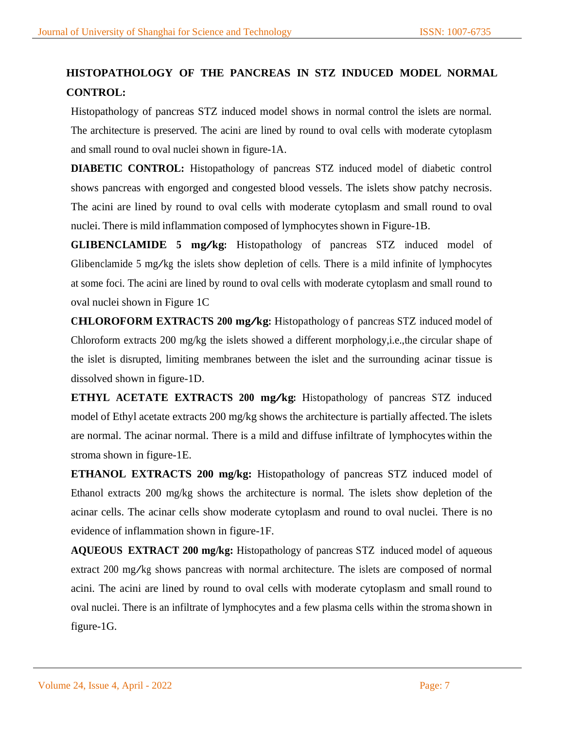## HISTOPATHOLOGY OF THE PANCREAS IN STZ INDUCED MODEL NORMAL CONTROL:

Histopathology of pancreas STZ induced model shows in normal control the islets are normal. The architecture is preserved. The acini are lined by round to oval cells with moderate cytoplasm and small round to oval nuclei shown in figure-1A.

**DIABETIC CONTROL:** Histopathology of pancreas STZ induced model of diabetic control shows pancreas with engorged and congested blood vessels. The islets show patchy necrosis. The acini are lined by round to oval cells with moderate cytoplasm and small round to oval nuclei. There is mild inflammation composed of lymphocytes shown in Figure-1B.

**GLIBENCLAMIDE 5 mg/kg:** Histopathology of pancreas STZ induced model of Glibenclamide 5 mg/kg the islets show depletion of cells. There is a mild infinite of lymphocytes at some foci. The acini are lined by round to oval cells with moderate cytoplasm and small round to oval nuclei shown in Figure 1C

**CHLOROFORM EXTRACTS 200 mg/kg:** Histopathology of pancreas STZ induced model of Chloroform extracts 200 mg/kg the islets showed a different morphology,i.e.,the circular shape of the islet is disrupted, limiting membranes between the islet and the surrounding acinar tissue is dissolved shown in figure-1D.

**ETHYL ACETATE EXTRACTS 200 mg/kg:** Histopathology of pancreas STZ induced model of Ethyl acetate extracts 200 mg/kg shows the architecture is partially affected. The islets are normal. The acinar normal. There is a mild and diffuse infiltrate of lymphocytes within the stroma shown in figure-1E.

**ETHANOL EXTRACTS 200 mg/kg:** Histopathology of pancreas STZ induced model of Ethanol extracts 200 mg/kg shows the architecture is normal. The islets show depletion of the acinar cells. The acinar cells show moderate cytoplasm and round to oval nuclei. There is no evidence of inflammation shown in figure-1F.

**AQUEOUS EXTRACT 200 mg/kg:** Histopathology of pancreas STZ induced model of aqueous extract 200 mg/kg shows pancreas with normal architecture. The islets are composed of normal acini. The acini are lined by round to oval cells with moderate cytoplasm and small round to oval nuclei. There is an infiltrate of lymphocytes and a few plasma cells within the stroma shown in figure-1G.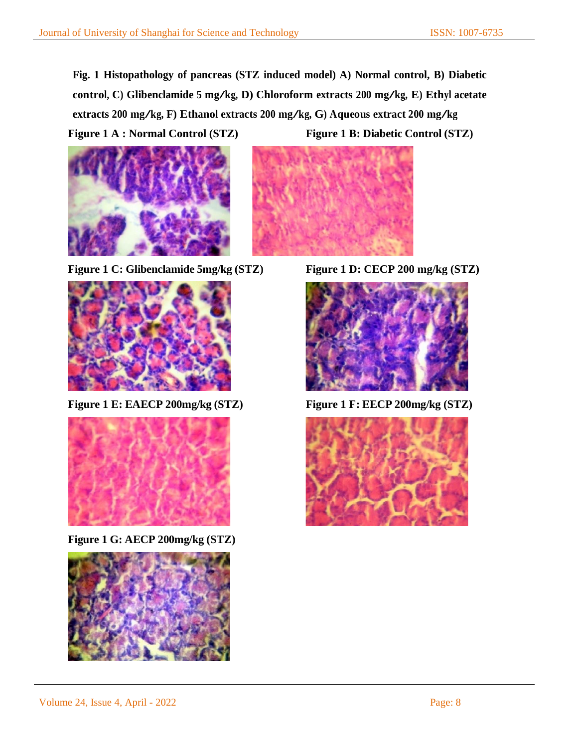**Fig. 1 Histopathology of pancreas (STZ induced model) A) Normal control, B) Diabetic control, C) Glibenclamide 5 mg/kg, D) Chloroform extracts 200 mg/kg, E) Ethyl acetate extracts 200 mg/kg, F) Ethanol extracts 200 mg/kg, G) Aqueous extract 200 mg/kg**

**Figure 1 A : Normal Control (STZ)**

**Figure 1 B: Diabetic Control (STZ)**

**Figure 1 C: Glibenclamide 5mg/kg (STZ)**

**Figure 1 D: CECP 200 mg/kg (STZ)**

**Figure 1 E: EAECP 200mg/kg (STZ)**

**Figure 1 F: EECP 200mg/kg (STZ)**

**Figure 1 G: AECP 200mg/kg (STZ)**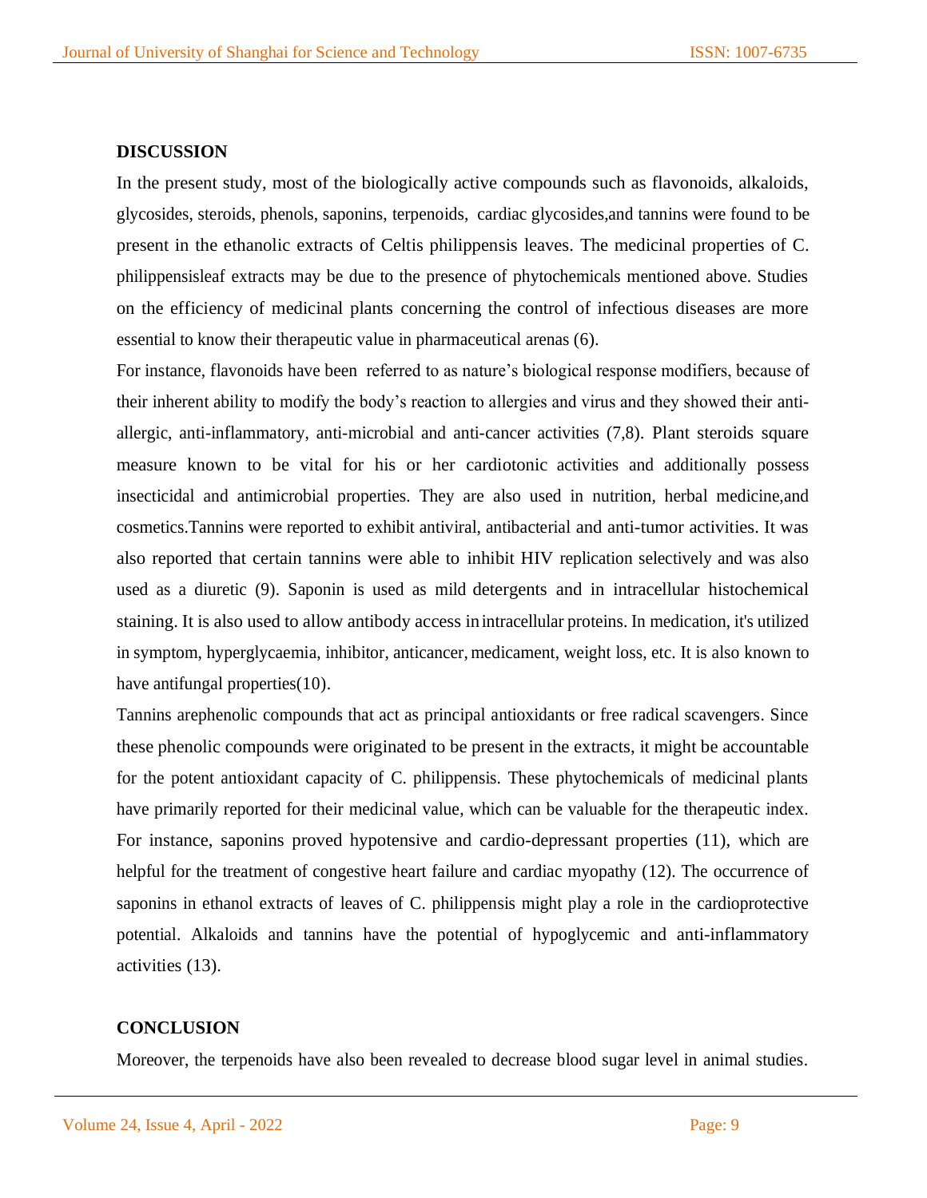## DISCUSSION

In the present study, most of the biologically active compounds such as flavonoids, alkaloids, glycosides, steroids, phenols, saponins, terpenoids, cardiac glycosides,and tannins were found to be present in the ethanolic extracts of Celtis philippensis leaves. The medicinal properties of C. philippensisleaf extracts may be due to the presence of phytochemicals mentioned above. Studies on the efficiency of medicinal plants concerning the control of infectious diseases are more essential to know their therapeutic value in pharmaceutical arenas (6).

For instance, flavonoids have been referred to as nature's biological response modifiers, because of their inherent ability to modify the body's reaction to allergies and virus and they showed their anti-allergic, anti-inflammatory, anti-microbial and anti-cancer activities (7,8). Plant steroids square measure known to be vital for his or her cardiotonic activities and additionally possess insecticidal and antimicrobial properties. They are also used in nutrition, herbal medicine,and cosmetics.Tannins were reported to exhibit antiviral, antibacterial and anti-tumor activities. It was also reported that certain tannins were able to inhibit HIV replication selectively and was also used as a diuretic (9). Saponin is used as mild detergents and in intracellular histochemical staining. It is also used to allow antibody access in intracellular proteins. In medication, it's utilized in symptom, hyperglycaemia, inhibitor, anticancer, medicament, weight loss, etc. It is also known to have antifungal properties(10).

Tannins arephenolic compounds that act as principal antioxidants or free radical scavengers. Since these phenolic compounds were originated to be present in the extracts, it might be accountable for the potent antioxidant capacity of C. philippensis. These phytochemicals of medicinal plants have primarily reported for their medicinal value, which can be valuable for the therapeutic index. For instance, saponins proved hypotensive and cardio-depressant properties (11), which are helpful for the treatment of congestive heart failure and cardiac myopathy (12). The occurrence of saponins in ethanol extracts of leaves of C. philippensis might play a role in the cardioprotective potential. Alkaloids and tannins have the potential of hypoglycemic and anti-inflammatory activities (13).

## CONCLUSION

Moreover, the terpenoids have also been revealed to decrease blood sugar level in animal studies.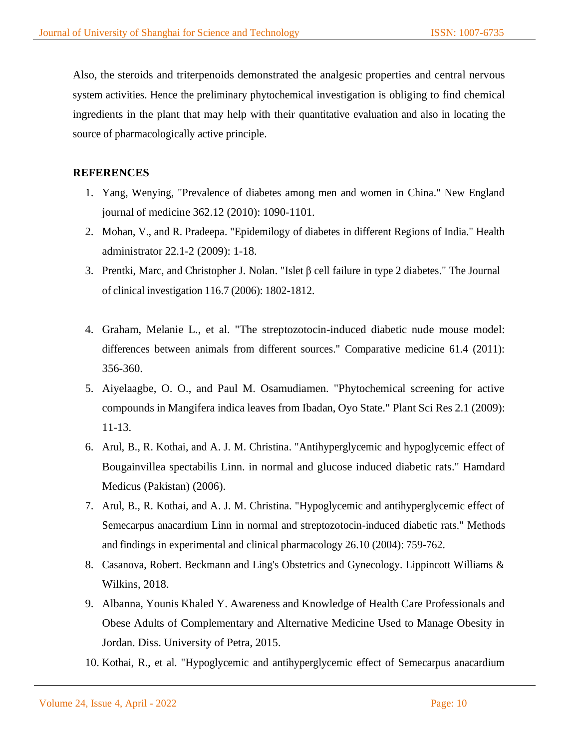Also, the steroids and triterpenoids demonstrated the analgesic properties and central nervous system activities. Hence the preliminary phytochemical investigation is obliging to find chemical ingredients in the plant that may help with their quantitative evaluation and also in locating the source of pharmacologically active principle.

**REFERENCES**

1. Yang, Wenying, "Prevalence of diabetes among men and women in China." New England journal of medicine 362.12 (2010): 1090-1101.
2. Mohan, V., and R. Pradeepa. "Epidemilogy of diabetes in different Regions of India." Health administrator 22.1-2 (2009): 1-18.
3. Prentki, Marc, and Christopher J. Nolan. "Islet β cell failure in type 2 diabetes." The Journal of clinical investigation 116.7 (2006): 1802-1812.
4. Graham, Melanie L., et al. "The streptozotocin-induced diabetic nude mouse model: differences between animals from different sources." Comparative medicine 61.4 (2011): 356-360.
5. Aiyelaagbe, O. O., and Paul M. Osamudiamen. "Phytochemical screening for active compounds in Mangifera indica leaves from Ibadan, Oyo State." Plant Sci Res 2.1 (2009): 11-13.
6. Arul, B., R. Kothai, and A. J. M. Christina. "Antihyperglycemic and hypoglycemic effect of Bougainvillea spectabilis Linn. in normal and glucose induced diabetic rats." Hamdard Medicus (Pakistan) (2006).
7. Arul, B., R. Kothai, and A. J. M. Christina. "Hypoglycemic and antihyperglycemic effect of Semecarpus anacardium Linn in normal and streptozotocin-induced diabetic rats." Methods and findings in experimental and clinical pharmacology 26.10 (2004): 759-762.
8. Casanova, Robert. Beckmann and Ling's Obstetrics and Gynecology. Lippincott Williams & Wilkins, 2018.
9. Albanna, Younis Khaled Y. Awareness and Knowledge of Health Care Professionals and Obese Adults of Complementary and Alternative Medicine Used to Manage Obesity in Jordan. Diss. University of Petra, 2015.
10. Kothai, R., et al. "Hypoglycemic and antihyperglycemic effect of Semecarpus anacardium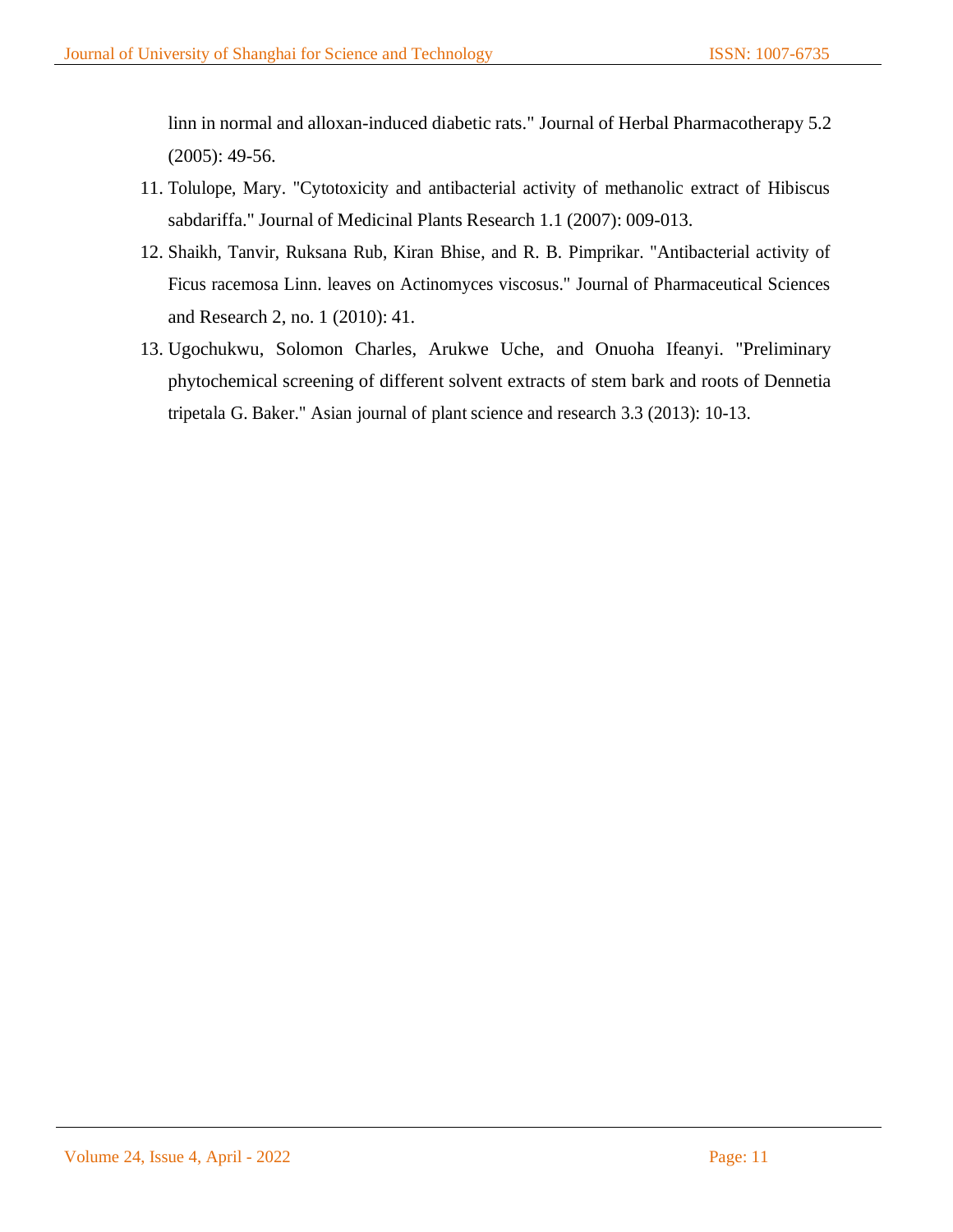linn in normal and alloxan-induced diabetic rats." Journal of Herbal Pharmacotherapy 5.2 (2005): 49-56.

11. Tolulope, Mary. "Cytotoxicity and antibacterial activity of methanolic extract of Hibiscus sabdariffa." Journal of Medicinal Plants Research 1.1 (2007): 009-013.
12. Shaikh, Tanvir, Ruksana Rub, Kiran Bhise, and R. B. Pimprikar. "Antibacterial activity of Ficus racemosa Linn. leaves on Actinomyces viscosus." Journal of Pharmaceutical Sciences and Research 2, no. 1 (2010): 41.
13. Ugochukwu, Solomon Charles, Arukwe Uche, and Onuoha Ifeanyi. "Preliminary phytochemical screening of different solvent extracts of stem bark and roots of Dennetia tripetala G. Baker." Asian journal of plant science and research 3.3 (2013): 10-13.